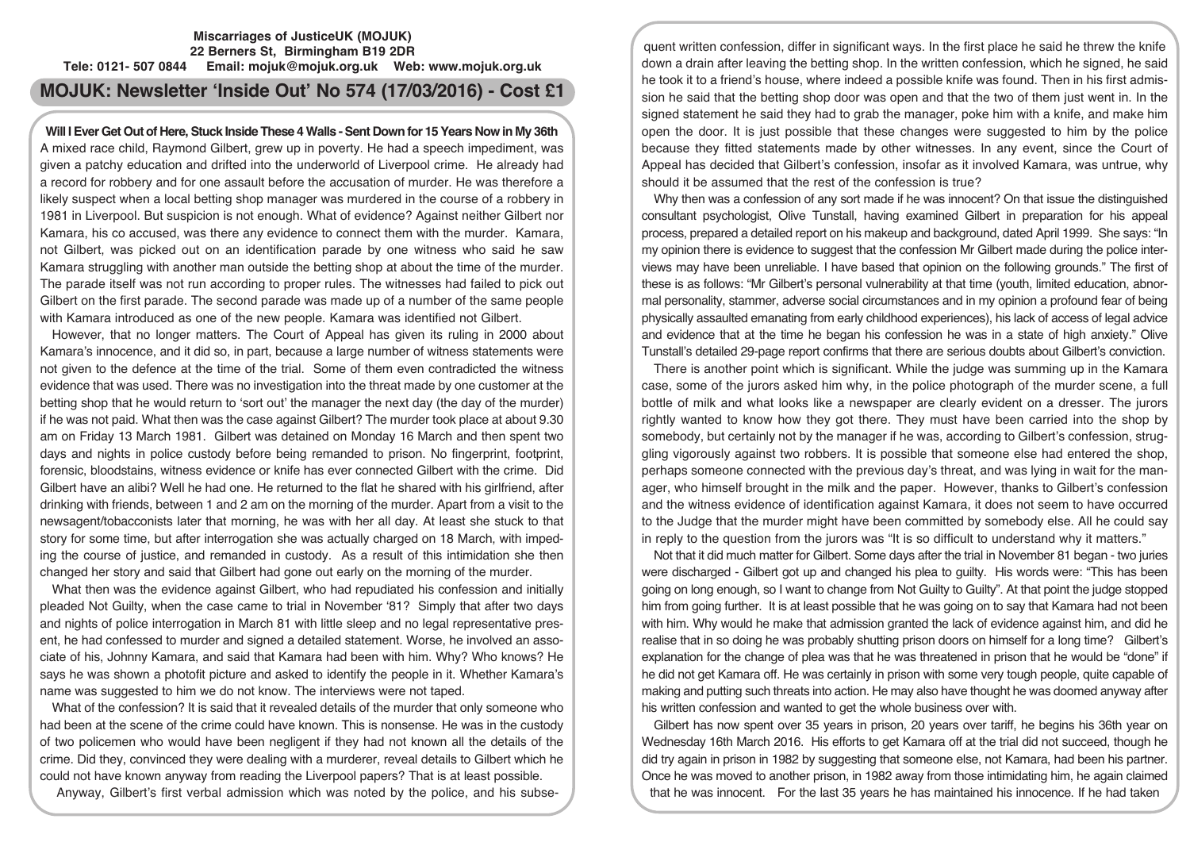**Miscarriages of JusticeUK (MOJUK)**
**22 Berners St, Birmingham B19 2DR**
**Tele: 0121- 507 0844 Email: mojuk@mojuk.org.uk Web: www.mojuk.org.uk**

# MOJUK: Newsletter 'Inside Out' No 574 (17/03/2016) - Cost £1

## Will I Ever Get Out of Here, Stuck Inside These 4 Walls - Sent Down for 15 Years Now in My 36th

A mixed race child, Raymond Gilbert, grew up in poverty. He had a speech impediment, was given a patchy education and drifted into the underworld of Liverpool crime. He already had a record for robbery and for one assault before the accusation of murder. He was therefore a likely suspect when a local betting shop manager was murdered in the course of a robbery in 1981 in Liverpool. But suspicion is not enough. What of evidence? Against neither Gilbert nor Kamara, his co accused, was there any evidence to connect them with the murder. Kamara, not Gilbert, was picked out on an identification parade by one witness who said he saw Kamara struggling with another man outside the betting shop at about the time of the murder. The parade itself was not run according to proper rules. The witnesses had failed to pick out Gilbert on the first parade. The second parade was made up of a number of the same people with Kamara introduced as one of the new people. Kamara was identified not Gilbert.

However, that no longer matters. The Court of Appeal has given its ruling in 2000 about Kamara's innocence, and it did so, in part, because a large number of witness statements were not given to the defence at the time of the trial. Some of them even contradicted the witness evidence that was used. There was no investigation into the threat made by one customer at the betting shop that he would return to 'sort out' the manager the next day (the day of the murder) if he was not paid. What then was the case against Gilbert? The murder took place at about 9.30 am on Friday 13 March 1981. Gilbert was detained on Monday 16 March and then spent two days and nights in police custody before being remanded to prison. No fingerprint, footprint, forensic, bloodstains, witness evidence or knife has ever connected Gilbert with the crime. Did Gilbert have an alibi? Well he had one. He returned to the flat he shared with his girlfriend, after drinking with friends, between 1 and 2 am on the morning of the murder. Apart from a visit to the newsagent/tobacconists later that morning, he was with her all day. At least she stuck to that story for some time, but after interrogation she was actually charged on 18 March, with impeding the course of justice, and remanded in custody. As a result of this intimidation she then changed her story and said that Gilbert had gone out early on the morning of the murder.

What then was the evidence against Gilbert, who had repudiated his confession and initially pleaded Not Guilty, when the case came to trial in November '81? Simply that after two days and nights of police interrogation in March 81 with little sleep and no legal representative present, he had confessed to murder and signed a detailed statement. Worse, he involved an associate of his, Johnny Kamara, and said that Kamara had been with him. Why? Who knows? He says he was shown a photofit picture and asked to identify the people in it. Whether Kamara's name was suggested to him we do not know. The interviews were not taped.

What of the confession? It is said that it revealed details of the murder that only someone who had been at the scene of the crime could have known. This is nonsense. He was in the custody of two policemen who would have been negligent if they had not known all the details of the crime. Did they, convinced they were dealing with a murderer, reveal details to Gilbert which he could not have known anyway from reading the Liverpool papers? That is at least possible.

Anyway, Gilbert's first verbal admission which was noted by the police, and his subsequent written confession, differ in significant ways. In the first place he said he threw the knife down a drain after leaving the betting shop. In the written confession, which he signed, he said he took it to a friend's house, where indeed a possible knife was found. Then in his first admission he said that the betting shop door was open and that the two of them just went in. In the signed statement he said they had to grab the manager, poke him with a knife, and make him open the door. It is just possible that these changes were suggested to him by the police because they fitted statements made by other witnesses. In any event, since the Court of Appeal has decided that Gilbert's confession, insofar as it involved Kamara, was untrue, why should it be assumed that the rest of the confession is true?

Why then was a confession of any sort made if he was innocent? On that issue the distinguished consultant psychologist, Olive Tunstall, having examined Gilbert in preparation for his appeal process, prepared a detailed report on his makeup and background, dated April 1999. She says: "In my opinion there is evidence to suggest that the confession Mr Gilbert made during the police interviews may have been unreliable. I have based that opinion on the following grounds." The first of these is as follows: "Mr Gilbert's personal vulnerability at that time (youth, limited education, abnormal personality, stammer, adverse social circumstances and in my opinion a profound fear of being physically assaulted emanating from early childhood experiences), his lack of access of legal advice and evidence that at the time he began his confession he was in a state of high anxiety." Olive Tunstall's detailed 29-page report confirms that there are serious doubts about Gilbert's conviction.

There is another point which is significant. While the judge was summing up in the Kamara case, some of the jurors asked him why, in the police photograph of the murder scene, a full bottle of milk and what looks like a newspaper are clearly evident on a dresser. The jurors rightly wanted to know how they got there. They must have been carried into the shop by somebody, but certainly not by the manager if he was, according to Gilbert's confession, struggling vigorously against two robbers. It is possible that someone else had entered the shop, perhaps someone connected with the previous day's threat, and was lying in wait for the manager, who himself brought in the milk and the paper. However, thanks to Gilbert's confession and the witness evidence of identification against Kamara, it does not seem to have occurred to the Judge that the murder might have been committed by somebody else. All he could say in reply to the question from the jurors was "It is so difficult to understand why it matters."

Not that it did much matter for Gilbert. Some days after the trial in November 81 began - two juries were discharged - Gilbert got up and changed his plea to guilty. His words were: "This has been going on long enough, so I want to change from Not Guilty to Guilty". At that point the judge stopped him from going further. It is at least possible that he was going on to say that Kamara had not been with him. Why would he make that admission granted the lack of evidence against him, and did he realise that in so doing he was probably shutting prison doors on himself for a long time? Gilbert's explanation for the change of plea was that he was threatened in prison that he would be "done" if he did not get Kamara off. He was certainly in prison with some very tough people, quite capable of making and putting such threats into action. He may also have thought he was doomed anyway after his written confession and wanted to get the whole business over with.

Gilbert has now spent over 35 years in prison, 20 years over tariff, he begins his 36th year on Wednesday 16th March 2016. His efforts to get Kamara off at the trial did not succeed, though he did try again in prison in 1982 by suggesting that someone else, not Kamara, had been his partner. Once he was moved to another prison, in 1982 away from those intimidating him, he again claimed that he was innocent. For the last 35 years he has maintained his innocence. If he had taken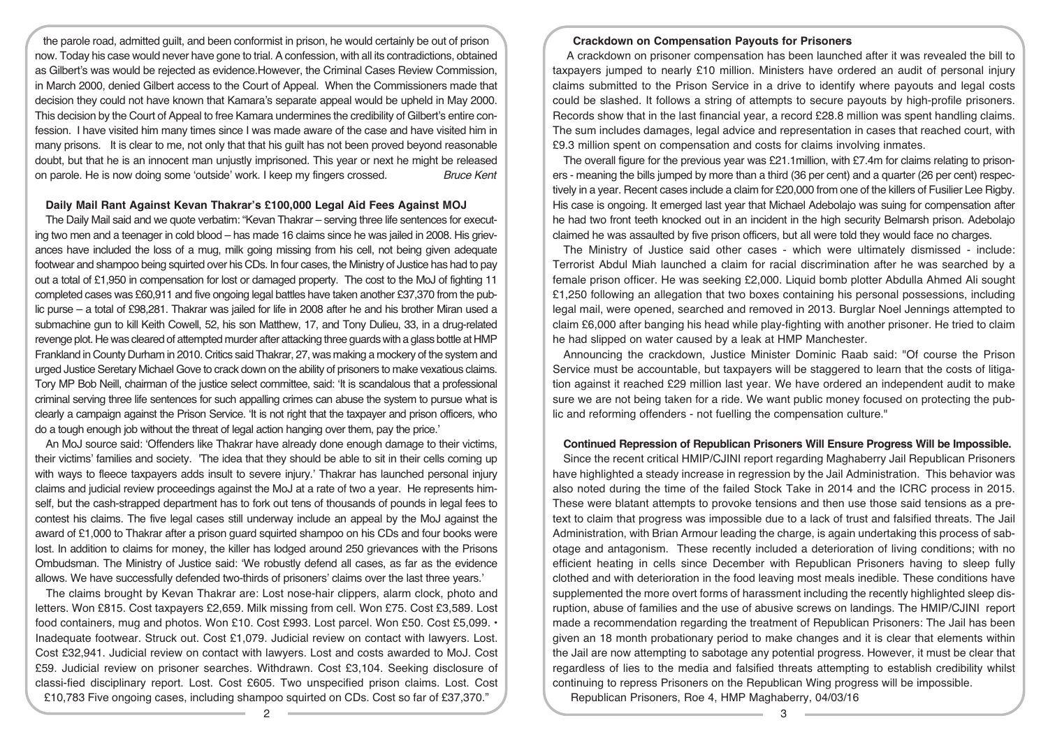the parole road, admitted guilt, and been conformist in prison, he would certainly be out of prison now. Today his case would never have gone to trial. A confession, with all its contradictions, obtained as Gilbert's was would be rejected as evidence.However, the Criminal Cases Review Commission, in March 2000, denied Gilbert access to the Court of Appeal. When the Commissioners made that decision they could not have known that Kamara's separate appeal would be upheld in May 2000. This decision by the Court of Appeal to free Kamara undermines the credibility of Gilbert's entire confession. I have visited him many times since I was made aware of the case and have visited him in many prisons. It is clear to me, not only that that his guilt has not been proved beyond reasonable doubt, but that he is an innocent man unjustly imprisoned. This year or next he might be released on parole. He is now doing some 'outside' work. I keep my fingers crossed. *Bruce Kent*

**Daily Mail Rant Against Kevan Thakrar's £100,000 Legal Aid Fees Against MOJ**

The Daily Mail said and we quote verbatim: "Kevan Thakrar – serving three life sentences for executing two men and a teenager in cold blood – has made 16 claims since he was jailed in 2008. His grievances have included the loss of a mug, milk going missing from his cell, not being given adequate footwear and shampoo being squirted over his CDs. In four cases, the Ministry of Justice has had to pay out a total of £1,950 in compensation for lost or damaged property. The cost to the MoJ of fighting 11 completed cases was £60,911 and five ongoing legal battles have taken another £37,370 from the public purse – a total of £98,281. Thakrar was jailed for life in 2008 after he and his brother Miran used a submachine gun to kill Keith Cowell, 52, his son Matthew, 17, and Tony Dulieu, 33, in a drug-related revenge plot. He was cleared of attempted murder after attacking three guards with a glass bottle at HMP Frankland in County Durham in 2010. Critics said Thakrar, 27, was making a mockery of the system and urged Justice Seretary Michael Gove to crack down on the ability of prisoners to make vexatious claims. Tory MP Bob Neill, chairman of the justice select committee, said: 'It is scandalous that a professional criminal serving three life sentences for such appalling crimes can abuse the system to pursue what is clearly a campaign against the Prison Service. 'It is not right that the taxpayer and prison officers, who do a tough enough job without the threat of legal action hanging over them, pay the price.'

An MoJ source said: 'Offenders like Thakrar have already done enough damage to their victims, their victims' families and society. 'The idea that they should be able to sit in their cells coming up with ways to fleece taxpayers adds insult to severe injury.' Thakrar has launched personal injury claims and judicial review proceedings against the MoJ at a rate of two a year. He represents himself, but the cash-strapped department has to fork out tens of thousands of pounds in legal fees to contest his claims. The five legal cases still underway include an appeal by the MoJ against the award of £1,000 to Thakrar after a prison guard squirted shampoo on his CDs and four books were lost. In addition to claims for money, the killer has lodged around 250 grievances with the Prisons Ombudsman. The Ministry of Justice said: 'We robustly defend all cases, as far as the evidence allows. We have successfully defended two-thirds of prisoners' claims over the last three years.'

The claims brought by Kevan Thakrar are: Lost nose-hair clippers, alarm clock, photo and letters. Won £815. Cost taxpayers £2,659. Milk missing from cell. Won £75. Cost £3,589. Lost food containers, mug and photos. Won £10. Cost £993. Lost parcel. Won £50. Cost £5,099. • Inadequate footwear. Struck out. Cost £1,079. Judicial review on contact with lawyers. Lost. Cost £32,941. Judicial review on contact with lawyers. Lost and costs awarded to MoJ. Cost £59. Judicial review on prisoner searches. Withdrawn. Cost £3,104. Seeking disclosure of classi-fied disciplinary report. Lost. Cost £605. Two unspecified prison claims. Lost. Cost £10,783 Five ongoing cases, including shampoo squirted on CDs. Cost so far of £37,370."

**Crackdown on Compensation Payouts for Prisoners**

A crackdown on prisoner compensation has been launched after it was revealed the bill to taxpayers jumped to nearly £10 million. Ministers have ordered an audit of personal injury claims submitted to the Prison Service in a drive to identify where payouts and legal costs could be slashed. It follows a string of attempts to secure payouts by high-profile prisoners. Records show that in the last financial year, a record £28.8 million was spent handling claims. The sum includes damages, legal advice and representation in cases that reached court, with £9.3 million spent on compensation and costs for claims involving inmates.

The overall figure for the previous year was £21.1million, with £7.4m for claims relating to prisoners - meaning the bills jumped by more than a third (36 per cent) and a quarter (26 per cent) respectively in a year. Recent cases include a claim for £20,000 from one of the killers of Fusilier Lee Rigby. His case is ongoing. It emerged last year that Michael Adebolajo was suing for compensation after he had two front teeth knocked out in an incident in the high security Belmarsh prison. Adebolajo claimed he was assaulted by five prison officers, but all were told they would face no charges.

The Ministry of Justice said other cases - which were ultimately dismissed - include: Terrorist Abdul Miah launched a claim for racial discrimination after he was searched by a female prison officer. He was seeking £2,000. Liquid bomb plotter Abdulla Ahmed Ali sought £1,250 following an allegation that two boxes containing his personal possessions, including legal mail, were opened, searched and removed in 2013. Burglar Noel Jennings attempted to claim £6,000 after banging his head while play-fighting with another prisoner. He tried to claim he had slipped on water caused by a leak at HMP Manchester.

Announcing the crackdown, Justice Minister Dominic Raab said: "Of course the Prison Service must be accountable, but taxpayers will be staggered to learn that the costs of litigation against it reached £29 million last year. We have ordered an independent audit to make sure we are not being taken for a ride. We want public money focused on protecting the public and reforming offenders - not fuelling the compensation culture."

**Continued Repression of Republican Prisoners Will Ensure Progress Will be Impossible.**

Since the recent critical HMIP/CJINI report regarding Maghaberry Jail Republican Prisoners have highlighted a steady increase in regression by the Jail Administration. This behavior was also noted during the time of the failed Stock Take in 2014 and the ICRC process in 2015. These were blatant attempts to provoke tensions and then use those said tensions as a pretext to claim that progress was impossible due to a lack of trust and falsified threats. The Jail Administration, with Brian Armour leading the charge, is again undertaking this process of sabotage and antagonism. These recently included a deterioration of living conditions; with no efficient heating in cells since December with Republican Prisoners having to sleep fully clothed and with deterioration in the food leaving most meals inedible. These conditions have supplemented the more overt forms of harassment including the recently highlighted sleep disruption, abuse of families and the use of abusive screws on landings. The HMIP/CJINI report made a recommendation regarding the treatment of Republican Prisoners: The Jail has been given an 18 month probationary period to make changes and it is clear that elements within the Jail are now attempting to sabotage any potential progress. However, it must be clear that regardless of lies to the media and falsified threats attempting to establish credibility whilst continuing to repress Prisoners on the Republican Wing progress will be impossible.

Republican Prisoners, Roe 4, HMP Maghaberry, 04/03/16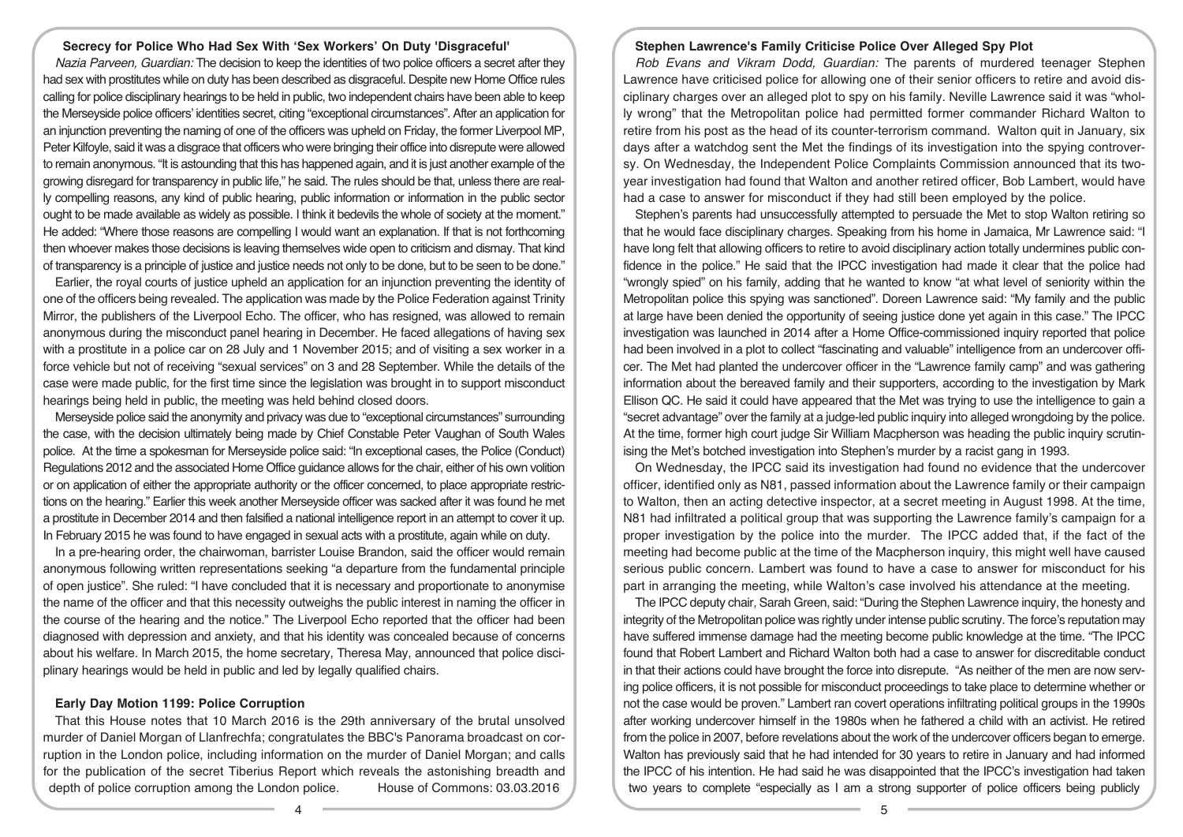## Secrecy for Police Who Had Sex With 'Sex Workers' On Duty 'Disgraceful'

*Nazia Parveen, Guardian:* The decision to keep the identities of two police officers a secret after they had sex with prostitutes while on duty has been described as disgraceful. Despite new Home Office rules calling for police disciplinary hearings to be held in public, two independent chairs have been able to keep the Merseyside police officers' identities secret, citing "exceptional circumstances". After an application for an injunction preventing the naming of one of the officers was upheld on Friday, the former Liverpool MP, Peter Kilfoyle, said it was a disgrace that officers who were bringing their office into disrepute were allowed to remain anonymous. "It is astounding that this has happened again, and it is just another example of the growing disregard for transparency in public life," he said. The rules should be that, unless there are really compelling reasons, any kind of public hearing, public information or information in the public sector ought to be made available as widely as possible. I think it bedevils the whole of society at the moment." He added: "Where those reasons are compelling I would want an explanation. If that is not forthcoming then whoever makes those decisions is leaving themselves wide open to criticism and dismay. That kind of transparency is a principle of justice and justice needs not only to be done, but to be seen to be done."

Earlier, the royal courts of justice upheld an application for an injunction preventing the identity of one of the officers being revealed. The application was made by the Police Federation against Trinity Mirror, the publishers of the Liverpool Echo. The officer, who has resigned, was allowed to remain anonymous during the misconduct panel hearing in December. He faced allegations of having sex with a prostitute in a police car on 28 July and 1 November 2015; and of visiting a sex worker in a force vehicle but not of receiving "sexual services" on 3 and 28 September. While the details of the case were made public, for the first time since the legislation was brought in to support misconduct hearings being held in public, the meeting was held behind closed doors.

Merseyside police said the anonymity and privacy was due to "exceptional circumstances" surrounding the case, with the decision ultimately being made by Chief Constable Peter Vaughan of South Wales police. At the time a spokesman for Merseyside police said: "In exceptional cases, the Police (Conduct) Regulations 2012 and the associated Home Office guidance allows for the chair, either of his own volition or on application of either the appropriate authority or the officer concerned, to place appropriate restrictions on the hearing." Earlier this week another Merseyside officer was sacked after it was found he met a prostitute in December 2014 and then falsified a national intelligence report in an attempt to cover it up. In February 2015 he was found to have engaged in sexual acts with a prostitute, again while on duty.

In a pre-hearing order, the chairwoman, barrister Louise Brandon, said the officer would remain anonymous following written representations seeking "a departure from the fundamental principle of open justice". She ruled: "I have concluded that it is necessary and proportionate to anonymise the name of the officer and that this necessity outweighs the public interest in naming the officer in the course of the hearing and the notice." The Liverpool Echo reported that the officer had been diagnosed with depression and anxiety, and that his identity was concealed because of concerns about his welfare. In March 2015, the home secretary, Theresa May, announced that police disciplinary hearings would be held in public and led by legally qualified chairs.

## Early Day Motion 1199: Police Corruption

That this House notes that 10 March 2016 is the 29th anniversary of the brutal unsolved murder of Daniel Morgan of Llanfrechfa; congratulates the BBC's Panorama broadcast on corruption in the London police, including information on the murder of Daniel Morgan; and calls for the publication of the secret Tiberius Report which reveals the astonishing breadth and depth of police corruption among the London police. House of Commons: 03.03.2016

## Stephen Lawrence's Family Criticise Police Over Alleged Spy Plot

*Rob Evans and Vikram Dodd, Guardian:* The parents of murdered teenager Stephen Lawrence have criticised police for allowing one of their senior officers to retire and avoid disciplinary charges over an alleged plot to spy on his family. Neville Lawrence said it was "wholly wrong" that the Metropolitan police had permitted former commander Richard Walton to retire from his post as the head of its counter-terrorism command. Walton quit in January, six days after a watchdog sent the Met the findings of its investigation into the spying controversy. On Wednesday, the Independent Police Complaints Commission announced that its two-year investigation had found that Walton and another retired officer, Bob Lambert, would have had a case to answer for misconduct if they had still been employed by the police.

Stephen's parents had unsuccessfully attempted to persuade the Met to stop Walton retiring so that he would face disciplinary charges. Speaking from his home in Jamaica, Mr Lawrence said: "I have long felt that allowing officers to retire to avoid disciplinary action totally undermines public confidence in the police." He said that the IPCC investigation had made it clear that the police had "wrongly spied" on his family, adding that he wanted to know "at what level of seniority within the Metropolitan police this spying was sanctioned". Doreen Lawrence said: "My family and the public at large have been denied the opportunity of seeing justice done yet again in this case." The IPCC investigation was launched in 2014 after a Home Office-commissioned inquiry reported that police had been involved in a plot to collect "fascinating and valuable" intelligence from an undercover officer. The Met had planted the undercover officer in the "Lawrence family camp" and was gathering information about the bereaved family and their supporters, according to the investigation by Mark Ellison QC. He said it could have appeared that the Met was trying to use the intelligence to gain a "secret advantage" over the family at a judge-led public inquiry into alleged wrongdoing by the police. At the time, former high court judge Sir William Macpherson was heading the public inquiry scrutinising the Met's botched investigation into Stephen's murder by a racist gang in 1993.

On Wednesday, the IPCC said its investigation had found no evidence that the undercover officer, identified only as N81, passed information about the Lawrence family or their campaign to Walton, then an acting detective inspector, at a secret meeting in August 1998. At the time, N81 had infiltrated a political group that was supporting the Lawrence family's campaign for a proper investigation by the police into the murder. The IPCC added that, if the fact of the meeting had become public at the time of the Macpherson inquiry, this might well have caused serious public concern. Lambert was found to have a case to answer for misconduct for his part in arranging the meeting, while Walton's case involved his attendance at the meeting.

The IPCC deputy chair, Sarah Green, said: "During the Stephen Lawrence inquiry, the honesty and integrity of the Metropolitan police was rightly under intense public scrutiny. The force's reputation may have suffered immense damage had the meeting become public knowledge at the time. "The IPCC found that Robert Lambert and Richard Walton both had a case to answer for discreditable conduct in that their actions could have brought the force into disrepute. "As neither of the men are now serving police officers, it is not possible for misconduct proceedings to take place to determine whether or not the case would be proven." Lambert ran covert operations infiltrating political groups in the 1990s after working undercover himself in the 1980s when he fathered a child with an activist. He retired from the police in 2007, before revelations about the work of the undercover officers began to emerge. Walton has previously said that he had intended for 30 years to retire in January and had informed the IPCC of his intention. He had said he was disappointed that the IPCC's investigation had taken two years to complete "especially as I am a strong supporter of police officers being publicly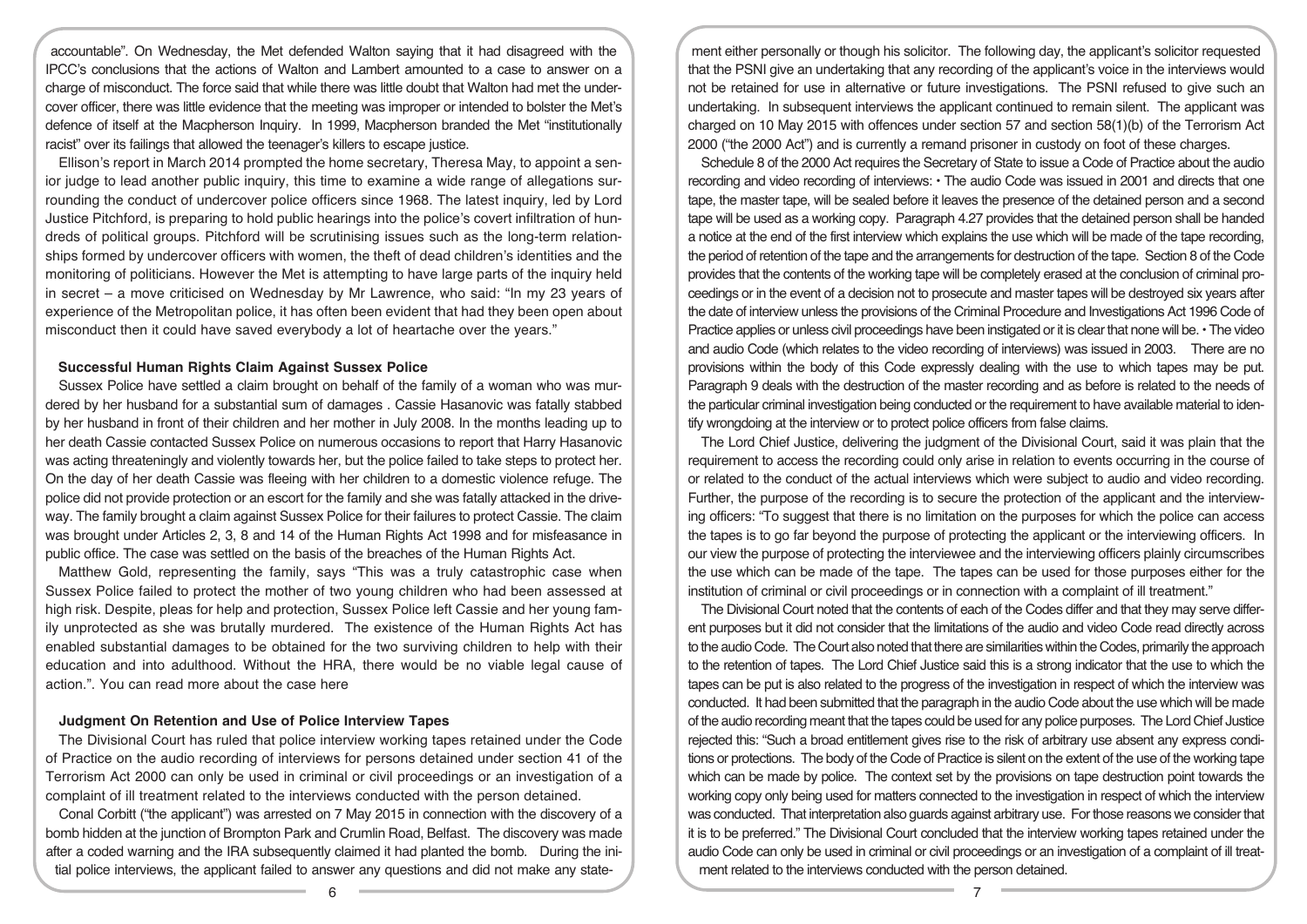accountable". On Wednesday, the Met defended Walton saying that it had disagreed with the IPCC's conclusions that the actions of Walton and Lambert amounted to a case to answer on a charge of misconduct. The force said that while there was little doubt that Walton had met the undercover officer, there was little evidence that the meeting was improper or intended to bolster the Met's defence of itself at the Macpherson Inquiry. In 1999, Macpherson branded the Met "institutionally racist" over its failings that allowed the teenager's killers to escape justice.

Ellison's report in March 2014 prompted the home secretary, Theresa May, to appoint a senior judge to lead another public inquiry, this time to examine a wide range of allegations surrounding the conduct of undercover police officers since 1968. The latest inquiry, led by Lord Justice Pitchford, is preparing to hold public hearings into the police's covert infiltration of hundreds of political groups. Pitchford will be scrutinising issues such as the long-term relationships formed by undercover officers with women, the theft of dead children's identities and the monitoring of politicians. However the Met is attempting to have large parts of the inquiry held in secret – a move criticised on Wednesday by Mr Lawrence, who said: "In my 23 years of experience of the Metropolitan police, it has often been evident that had they been open about misconduct then it could have saved everybody a lot of heartache over the years."

### Successful Human Rights Claim Against Sussex Police

Sussex Police have settled a claim brought on behalf of the family of a woman who was murdered by her husband for a substantial sum of damages . Cassie Hasanovic was fatally stabbed by her husband in front of their children and her mother in July 2008. In the months leading up to her death Cassie contacted Sussex Police on numerous occasions to report that Harry Hasanovic was acting threateningly and violently towards her, but the police failed to take steps to protect her. On the day of her death Cassie was fleeing with her children to a domestic violence refuge. The police did not provide protection or an escort for the family and she was fatally attacked in the driveway. The family brought a claim against Sussex Police for their failures to protect Cassie. The claim was brought under Articles 2, 3, 8 and 14 of the Human Rights Act 1998 and for misfeasance in public office. The case was settled on the basis of the breaches of the Human Rights Act.

Matthew Gold, representing the family, says "This was a truly catastrophic case when Sussex Police failed to protect the mother of two young children who had been assessed at high risk. Despite, pleas for help and protection, Sussex Police left Cassie and her young family unprotected as she was brutally murdered. The existence of the Human Rights Act has enabled substantial damages to be obtained for the two surviving children to help with their education and into adulthood. Without the HRA, there would be no viable legal cause of action.". You can read more about the case here

### Judgment On Retention and Use of Police Interview Tapes

The Divisional Court has ruled that police interview working tapes retained under the Code of Practice on the audio recording of interviews for persons detained under section 41 of the Terrorism Act 2000 can only be used in criminal or civil proceedings or an investigation of a complaint of ill treatment related to the interviews conducted with the person detained.

Conal Corbitt ("the applicant") was arrested on 7 May 2015 in connection with the discovery of a bomb hidden at the junction of Brompton Park and Crumlin Road, Belfast. The discovery was made after a coded warning and the IRA subsequently claimed it had planted the bomb. During the initial police interviews, the applicant failed to answer any questions and did not make any statement either personally or though his solicitor. The following day, the applicant's solicitor requested that the PSNI give an undertaking that any recording of the applicant's voice in the interviews would not be retained for use in alternative or future investigations. The PSNI refused to give such an undertaking. In subsequent interviews the applicant continued to remain silent. The applicant was charged on 10 May 2015 with offences under section 57 and section 58(1)(b) of the Terrorism Act 2000 ("the 2000 Act") and is currently a remand prisoner in custody on foot of these charges.

Schedule 8 of the 2000 Act requires the Secretary of State to issue a Code of Practice about the audio recording and video recording of interviews: • The audio Code was issued in 2001 and directs that one tape, the master tape, will be sealed before it leaves the presence of the detained person and a second tape will be used as a working copy. Paragraph 4.27 provides that the detained person shall be handed a notice at the end of the first interview which explains the use which will be made of the tape recording, the period of retention of the tape and the arrangements for destruction of the tape. Section 8 of the Code provides that the contents of the working tape will be completely erased at the conclusion of criminal proceedings or in the event of a decision not to prosecute and master tapes will be destroyed six years after the date of interview unless the provisions of the Criminal Procedure and Investigations Act 1996 Code of Practice applies or unless civil proceedings have been instigated or it is clear that none will be. • The video and audio Code (which relates to the video recording of interviews) was issued in 2003. There are no provisions within the body of this Code expressly dealing with the use to which tapes may be put. Paragraph 9 deals with the destruction of the master recording and as before is related to the needs of the particular criminal investigation being conducted or the requirement to have available material to identify wrongdoing at the interview or to protect police officers from false claims.

The Lord Chief Justice, delivering the judgment of the Divisional Court, said it was plain that the requirement to access the recording could only arise in relation to events occurring in the course of or related to the conduct of the actual interviews which were subject to audio and video recording. Further, the purpose of the recording is to secure the protection of the applicant and the interviewing officers: "To suggest that there is no limitation on the purposes for which the police can access the tapes is to go far beyond the purpose of protecting the applicant or the interviewing officers. In our view the purpose of protecting the interviewee and the interviewing officers plainly circumscribes the use which can be made of the tape. The tapes can be used for those purposes either for the institution of criminal or civil proceedings or in connection with a complaint of ill treatment."

The Divisional Court noted that the contents of each of the Codes differ and that they may serve different purposes but it did not consider that the limitations of the audio and video Code read directly across to the audio Code. The Court also noted that there are similarities within the Codes, primarily the approach to the retention of tapes. The Lord Chief Justice said this is a strong indicator that the use to which the tapes can be put is also related to the progress of the investigation in respect of which the interview was conducted. It had been submitted that the paragraph in the audio Code about the use which will be made of the audio recording meant that the tapes could be used for any police purposes. The Lord Chief Justice rejected this: "Such a broad entitlement gives rise to the risk of arbitrary use absent any express conditions or protections. The body of the Code of Practice is silent on the extent of the use of the working tape which can be made by police. The context set by the provisions on tape destruction point towards the working copy only being used for matters connected to the investigation in respect of which the interview was conducted. That interpretation also guards against arbitrary use. For those reasons we consider that it is to be preferred." The Divisional Court concluded that the interview working tapes retained under the audio Code can only be used in criminal or civil proceedings or an investigation of a complaint of ill treatment related to the interviews conducted with the person detained.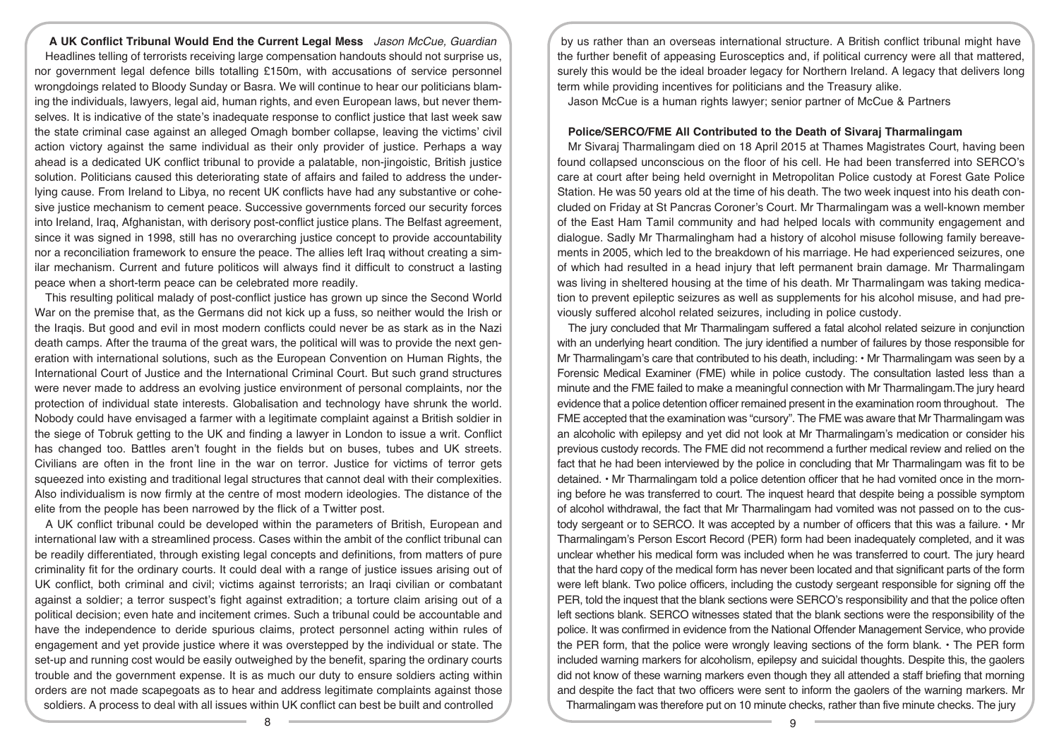## A UK Conflict Tribunal Would End the Current Legal Mess *Jason McCue, Guardian*

Headlines telling of terrorists receiving large compensation handouts should not surprise us, nor government legal defence bills totalling £150m, with accusations of service personnel wrongdoings related to Bloody Sunday or Basra. We will continue to hear our politicians blaming the individuals, lawyers, legal aid, human rights, and even European laws, but never themselves. It is indicative of the state's inadequate response to conflict justice that last week saw the state criminal case against an alleged Omagh bomber collapse, leaving the victims' civil action victory against the same individual as their only provider of justice. Perhaps a way ahead is a dedicated UK conflict tribunal to provide a palatable, non-jingoistic, British justice solution. Politicians caused this deteriorating state of affairs and failed to address the underlying cause. From Ireland to Libya, no recent UK conflicts have had any substantive or cohesive justice mechanism to cement peace. Successive governments forced our security forces into Ireland, Iraq, Afghanistan, with derisory post-conflict justice plans. The Belfast agreement, since it was signed in 1998, still has no overarching justice concept to provide accountability nor a reconciliation framework to ensure the peace. The allies left Iraq without creating a similar mechanism. Current and future politicos will always find it difficult to construct a lasting peace when a short-term peace can be celebrated more readily.

This resulting political malady of post-conflict justice has grown up since the Second World War on the premise that, as the Germans did not kick up a fuss, so neither would the Irish or the Iraqis. But good and evil in most modern conflicts could never be as stark as in the Nazi death camps. After the trauma of the great wars, the political will was to provide the next generation with international solutions, such as the European Convention on Human Rights, the International Court of Justice and the International Criminal Court. But such grand structures were never made to address an evolving justice environment of personal complaints, nor the protection of individual state interests. Globalisation and technology have shrunk the world. Nobody could have envisaged a farmer with a legitimate complaint against a British soldier in the siege of Tobruk getting to the UK and finding a lawyer in London to issue a writ. Conflict has changed too. Battles aren't fought in the fields but on buses, tubes and UK streets. Civilians are often in the front line in the war on terror. Justice for victims of terror gets squeezed into existing and traditional legal structures that cannot deal with their complexities. Also individualism is now firmly at the centre of most modern ideologies. The distance of the elite from the people has been narrowed by the flick of a Twitter post.

A UK conflict tribunal could be developed within the parameters of British, European and international law with a streamlined process. Cases within the ambit of the conflict tribunal can be readily differentiated, through existing legal concepts and definitions, from matters of pure criminality fit for the ordinary courts. It could deal with a range of justice issues arising out of UK conflict, both criminal and civil; victims against terrorists; an Iraqi civilian or combatant against a soldier; a terror suspect's fight against extradition; a torture claim arising out of a political decision; even hate and incitement crimes. Such a tribunal could be accountable and have the independence to deride spurious claims, protect personnel acting within rules of engagement and yet provide justice where it was overstepped by the individual or state. The set-up and running cost would be easily outweighed by the benefit, sparing the ordinary courts trouble and the government expense. It is as much our duty to ensure soldiers acting within orders are not made scapegoats as to hear and address legitimate complaints against those soldiers. A process to deal with all issues within UK conflict can best be built and controlled by us rather than an overseas international structure. A British conflict tribunal might have the further benefit of appeasing Eurosceptics and, if political currency were all that mattered, surely this would be the ideal broader legacy for Northern Ireland. A legacy that delivers long term while providing incentives for politicians and the Treasury alike.

Jason McCue is a human rights lawyer; senior partner of McCue & Partners

## Police/SERCO/FME All Contributed to the Death of Sivaraj Tharmalingam

Mr Sivaraj Tharmalingam died on 18 April 2015 at Thames Magistrates Court, having been found collapsed unconscious on the floor of his cell. He had been transferred into SERCO's care at court after being held overnight in Metropolitan Police custody at Forest Gate Police Station. He was 50 years old at the time of his death. The two week inquest into his death concluded on Friday at St Pancras Coroner's Court. Mr Tharmalingam was a well-known member of the East Ham Tamil community and had helped locals with community engagement and dialogue. Sadly Mr Tharmalingham had a history of alcohol misuse following family bereavements in 2005, which led to the breakdown of his marriage. He had experienced seizures, one of which had resulted in a head injury that left permanent brain damage. Mr Tharmalingam was living in sheltered housing at the time of his death. Mr Tharmalingam was taking medication to prevent epileptic seizures as well as supplements for his alcohol misuse, and had previously suffered alcohol related seizures, including in police custody.

The jury concluded that Mr Tharmalingam suffered a fatal alcohol related seizure in conjunction with an underlying heart condition. The jury identified a number of failures by those responsible for Mr Tharmalingam's care that contributed to his death, including: • Mr Tharmalingam was seen by a Forensic Medical Examiner (FME) while in police custody. The consultation lasted less than a minute and the FME failed to make a meaningful connection with Mr Tharmalingam.The jury heard evidence that a police detention officer remained present in the examination room throughout. The FME accepted that the examination was "cursory". The FME was aware that Mr Tharmalingam was an alcoholic with epilepsy and yet did not look at Mr Tharmalingam's medication or consider his previous custody records. The FME did not recommend a further medical review and relied on the fact that he had been interviewed by the police in concluding that Mr Tharmalingam was fit to be detained. • Mr Tharmalingam told a police detention officer that he had vomited once in the morning before he was transferred to court. The inquest heard that despite being a possible symptom of alcohol withdrawal, the fact that Mr Tharmalingam had vomited was not passed on to the custody sergeant or to SERCO. It was accepted by a number of officers that this was a failure. • Mr Tharmalingam's Person Escort Record (PER) form had been inadequately completed, and it was unclear whether his medical form was included when he was transferred to court. The jury heard that the hard copy of the medical form has never been located and that significant parts of the form were left blank. Two police officers, including the custody sergeant responsible for signing off the PER, told the inquest that the blank sections were SERCO's responsibility and that the police often left sections blank. SERCO witnesses stated that the blank sections were the responsibility of the police. It was confirmed in evidence from the National Offender Management Service, who provide the PER form, that the police were wrongly leaving sections of the form blank. • The PER form included warning markers for alcoholism, epilepsy and suicidal thoughts. Despite this, the gaolers did not know of these warning markers even though they all attended a staff briefing that morning and despite the fact that two officers were sent to inform the gaolers of the warning markers. Mr Tharmalingam was therefore put on 10 minute checks, rather than five minute checks. The jury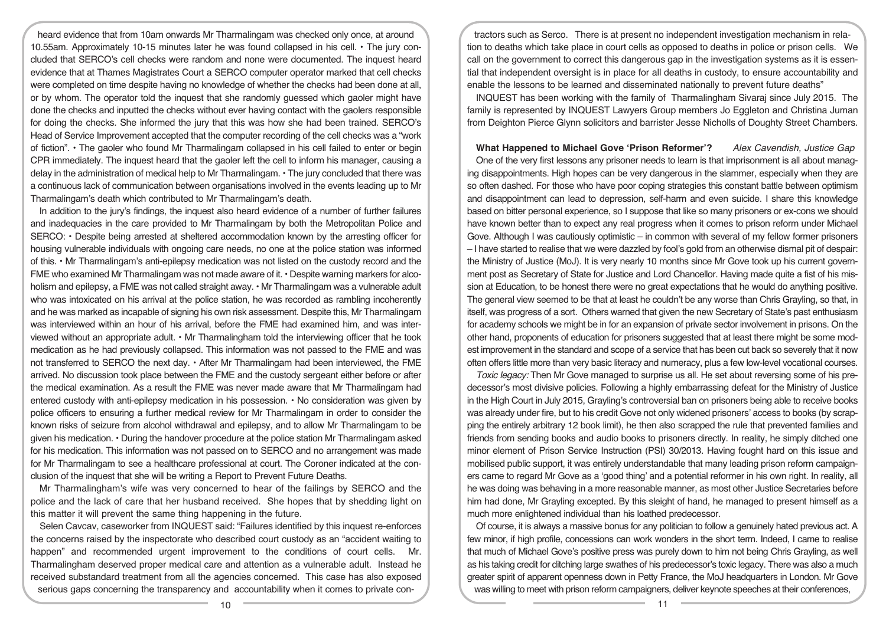heard evidence that from 10am onwards Mr Tharmalingam was checked only once, at around 10.55am. Approximately 10-15 minutes later he was found collapsed in his cell. • The jury concluded that SERCO's cell checks were random and none were documented. The inquest heard evidence that at Thames Magistrates Court a SERCO computer operator marked that cell checks were completed on time despite having no knowledge of whether the checks had been done at all, or by whom. The operator told the inquest that she randomly guessed which gaoler might have done the checks and inputted the checks without ever having contact with the gaolers responsible for doing the checks. She informed the jury that this was how she had been trained. SERCO's Head of Service Improvement accepted that the computer recording of the cell checks was a "work of fiction". • The gaoler who found Mr Tharmalingam collapsed in his cell failed to enter or begin CPR immediately. The inquest heard that the gaoler left the cell to inform his manager, causing a delay in the administration of medical help to Mr Tharmalingam. • The jury concluded that there was a continuous lack of communication between organisations involved in the events leading up to Mr Tharmalingam's death which contributed to Mr Tharmalingam's death.

In addition to the jury's findings, the inquest also heard evidence of a number of further failures and inadequacies in the care provided to Mr Tharmalingam by both the Metropolitan Police and SERCO: • Despite being arrested at sheltered accommodation known by the arresting officer for housing vulnerable individuals with ongoing care needs, no one at the police station was informed of this. • Mr Tharmalingam's anti-epilepsy medication was not listed on the custody record and the FME who examined Mr Tharmalingam was not made aware of it. • Despite warning markers for alcoholism and epilepsy, a FME was not called straight away. • Mr Tharmalingam was a vulnerable adult who was intoxicated on his arrival at the police station, he was recorded as rambling incoherently and he was marked as incapable of signing his own risk assessment. Despite this, Mr Tharmalingam was interviewed within an hour of his arrival, before the FME had examined him, and was interviewed without an appropriate adult. • Mr Tharmalingham told the interviewing officer that he took medication as he had previously collapsed. This information was not passed to the FME and was not transferred to SERCO the next day. • After Mr Tharmalingam had been interviewed, the FME arrived. No discussion took place between the FME and the custody sergeant either before or after the medical examination. As a result the FME was never made aware that Mr Tharmalingam had entered custody with anti-epilepsy medication in his possession. • No consideration was given by police officers to ensuring a further medical review for Mr Tharmalingam in order to consider the known risks of seizure from alcohol withdrawal and epilepsy, and to allow Mr Tharmalingam to be given his medication. • During the handover procedure at the police station Mr Tharmalingam asked for his medication. This information was not passed on to SERCO and no arrangement was made for Mr Tharmalingam to see a healthcare professional at court. The Coroner indicated at the conclusion of the inquest that she will be writing a Report to Prevent Future Deaths.

Mr Tharmalingham's wife was very concerned to hear of the failings by SERCO and the police and the lack of care that her husband received. She hopes that by shedding light on this matter it will prevent the same thing happening in the future.

Selen Cavcav, caseworker from INQUEST said: "Failures identified by this inquest re-enforces the concerns raised by the inspectorate who described court custody as an "accident waiting to happen" and recommended urgent improvement to the conditions of court cells. Mr. Tharmalingham deserved proper medical care and attention as a vulnerable adult. Instead he received substandard treatment from all the agencies concerned. This case has also exposed serious gaps concerning the transparency and accountability when it comes to private contractors such as Serco. There is at present no independent investigation mechanism in relation to deaths which take place in court cells as opposed to deaths in police or prison cells. We call on the government to correct this dangerous gap in the investigation systems as it is essential that independent oversight is in place for all deaths in custody, to ensure accountability and enable the lessons to be learned and disseminated nationally to prevent future deaths"

INQUEST has been working with the family of Tharmalingham Sivaraj since July 2015. The family is represented by INQUEST Lawyers Group members Jo Eggleton and Christina Juman from Deighton Pierce Glynn solicitors and barrister Jesse Nicholls of Doughty Street Chambers.

**What Happened to Michael Gove 'Prison Reformer'?** *Alex Cavendish, Justice Gap*

One of the very first lessons any prisoner needs to learn is that imprisonment is all about managing disappointments. High hopes can be very dangerous in the slammer, especially when they are so often dashed. For those who have poor coping strategies this constant battle between optimism and disappointment can lead to depression, self-harm and even suicide. I share this knowledge based on bitter personal experience, so I suppose that like so many prisoners or ex-cons we should have known better than to expect any real progress when it comes to prison reform under Michael Gove. Although I was cautiously optimistic – in common with several of my fellow former prisoners – I have started to realise that we were dazzled by fool's gold from an otherwise dismal pit of despair: the Ministry of Justice (MoJ). It is very nearly 10 months since Mr Gove took up his current government post as Secretary of State for Justice and Lord Chancellor. Having made quite a fist of his mission at Education, to be honest there were no great expectations that he would do anything positive. The general view seemed to be that at least he couldn't be any worse than Chris Grayling, so that, in itself, was progress of a sort. Others warned that given the new Secretary of State's past enthusiasm for academy schools we might be in for an expansion of private sector involvement in prisons. On the other hand, proponents of education for prisoners suggested that at least there might be some modest improvement in the standard and scope of a service that has been cut back so severely that it now often offers little more than very basic literacy and numeracy, plus a few low-level vocational courses.

*Toxic legacy:* Then Mr Gove managed to surprise us all. He set about reversing some of his predecessor's most divisive policies. Following a highly embarrassing defeat for the Ministry of Justice in the High Court in July 2015, Grayling's controversial ban on prisoners being able to receive books was already under fire, but to his credit Gove not only widened prisoners' access to books (by scrapping the entirely arbitrary 12 book limit), he then also scrapped the rule that prevented families and friends from sending books and audio books to prisoners directly. In reality, he simply ditched one minor element of Prison Service Instruction (PSI) 30/2013. Having fought hard on this issue and mobilised public support, it was entirely understandable that many leading prison reform campaigners came to regard Mr Gove as a 'good thing' and a potential reformer in his own right. In reality, all he was doing was behaving in a more reasonable manner, as most other Justice Secretaries before him had done, Mr Grayling excepted. By this sleight of hand, he managed to present himself as a much more enlightened individual than his loathed predecessor.

Of course, it is always a massive bonus for any politician to follow a genuinely hated previous act. A few minor, if high profile, concessions can work wonders in the short term. Indeed, I came to realise that much of Michael Gove's positive press was purely down to him not being Chris Grayling, as well as his taking credit for ditching large swathes of his predecessor's toxic legacy. There was also a much greater spirit of apparent openness down in Petty France, the MoJ headquarters in London. Mr Gove was willing to meet with prison reform campaigners, deliver keynote speeches at their conferences,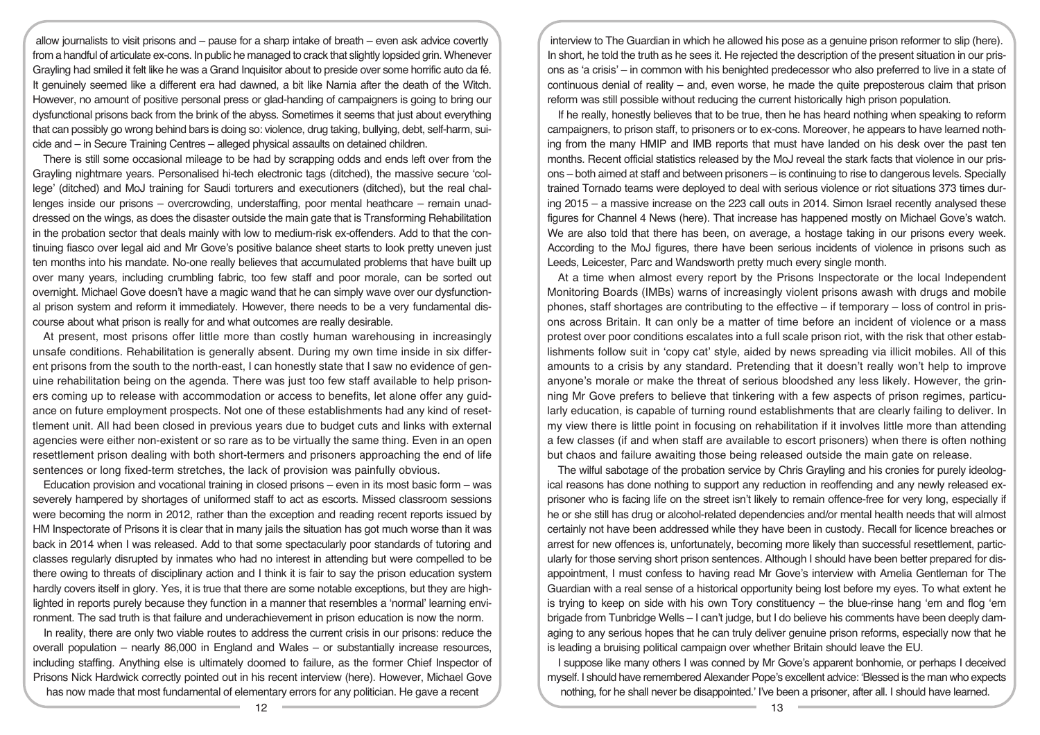allow journalists to visit prisons and – pause for a sharp intake of breath – even ask advice covertly from a handful of articulate ex-cons. In public he managed to crack that slightly lopsided grin. Whenever Grayling had smiled it felt like he was a Grand Inquisitor about to preside over some horrific auto da fé. It genuinely seemed like a different era had dawned, a bit like Narnia after the death of the Witch. However, no amount of positive personal press or glad-handing of campaigners is going to bring our dysfunctional prisons back from the brink of the abyss. Sometimes it seems that just about everything that can possibly go wrong behind bars is doing so: violence, drug taking, bullying, debt, self-harm, suicide and – in Secure Training Centres – alleged physical assaults on detained children.

There is still some occasional mileage to be had by scrapping odds and ends left over from the Grayling nightmare years. Personalised hi-tech electronic tags (ditched), the massive secure 'college' (ditched) and MoJ training for Saudi torturers and executioners (ditched), but the real challenges inside our prisons – overcrowding, understaffing, poor mental heathcare – remain unaddressed on the wings, as does the disaster outside the main gate that is Transforming Rehabilitation in the probation sector that deals mainly with low to medium-risk ex-offenders. Add to that the continuing fiasco over legal aid and Mr Gove's positive balance sheet starts to look pretty uneven just ten months into his mandate. No-one really believes that accumulated problems that have built up over many years, including crumbling fabric, too few staff and poor morale, can be sorted out overnight. Michael Gove doesn't have a magic wand that he can simply wave over our dysfunctional prison system and reform it immediately. However, there needs to be a very fundamental discourse about what prison is really for and what outcomes are really desirable.

At present, most prisons offer little more than costly human warehousing in increasingly unsafe conditions. Rehabilitation is generally absent. During my own time inside in six different prisons from the south to the north-east, I can honestly state that I saw no evidence of genuine rehabilitation being on the agenda. There was just too few staff available to help prisoners coming up to release with accommodation or access to benefits, let alone offer any guidance on future employment prospects. Not one of these establishments had any kind of resettlement unit. All had been closed in previous years due to budget cuts and links with external agencies were either non-existent or so rare as to be virtually the same thing. Even in an open resettlement prison dealing with both short-termers and prisoners approaching the end of life sentences or long fixed-term stretches, the lack of provision was painfully obvious.

Education provision and vocational training in closed prisons – even in its most basic form – was severely hampered by shortages of uniformed staff to act as escorts. Missed classroom sessions were becoming the norm in 2012, rather than the exception and reading recent reports issued by HM Inspectorate of Prisons it is clear that in many jails the situation has got much worse than it was back in 2014 when I was released. Add to that some spectacularly poor standards of tutoring and classes regularly disrupted by inmates who had no interest in attending but were compelled to be there owing to threats of disciplinary action and I think it is fair to say the prison education system hardly covers itself in glory. Yes, it is true that there are some notable exceptions, but they are highlighted in reports purely because they function in a manner that resembles a 'normal' learning environment. The sad truth is that failure and underachievement in prison education is now the norm.

In reality, there are only two viable routes to address the current crisis in our prisons: reduce the overall population – nearly 86,000 in England and Wales – or substantially increase resources, including staffing. Anything else is ultimately doomed to failure, as the former Chief Inspector of Prisons Nick Hardwick correctly pointed out in his recent interview (here). However, Michael Gove has now made that most fundamental of elementary errors for any politician. He gave a recent interview to The Guardian in which he allowed his pose as a genuine prison reformer to slip (here). In short, he told the truth as he sees it. He rejected the description of the present situation in our prisons as 'a crisis' – in common with his benighted predecessor who also preferred to live in a state of continuous denial of reality – and, even worse, he made the quite preposterous claim that prison reform was still possible without reducing the current historically high prison population.

If he really, honestly believes that to be true, then he has heard nothing when speaking to reform campaigners, to prison staff, to prisoners or to ex-cons. Moreover, he appears to have learned nothing from the many HMIP and IMB reports that must have landed on his desk over the past ten months. Recent official statistics released by the MoJ reveal the stark facts that violence in our prisons – both aimed at staff and between prisoners – is continuing to rise to dangerous levels. Specially trained Tornado teams were deployed to deal with serious violence or riot situations 373 times during 2015 – a massive increase on the 223 call outs in 2014. Simon Israel recently analysed these figures for Channel 4 News (here). That increase has happened mostly on Michael Gove's watch. We are also told that there has been, on average, a hostage taking in our prisons every week. According to the MoJ figures, there have been serious incidents of violence in prisons such as Leeds, Leicester, Parc and Wandsworth pretty much every single month.

At a time when almost every report by the Prisons Inspectorate or the local Independent Monitoring Boards (IMBs) warns of increasingly violent prisons awash with drugs and mobile phones, staff shortages are contributing to the effective – if temporary – loss of control in prisons across Britain. It can only be a matter of time before an incident of violence or a mass protest over poor conditions escalates into a full scale prison riot, with the risk that other establishments follow suit in 'copy cat' style, aided by news spreading via illicit mobiles. All of this amounts to a crisis by any standard. Pretending that it doesn't really won't help to improve anyone's morale or make the threat of serious bloodshed any less likely. However, the grinning Mr Gove prefers to believe that tinkering with a few aspects of prison regimes, particularly education, is capable of turning round establishments that are clearly failing to deliver. In my view there is little point in focusing on rehabilitation if it involves little more than attending a few classes (if and when staff are available to escort prisoners) when there is often nothing but chaos and failure awaiting those being released outside the main gate on release.

The wilful sabotage of the probation service by Chris Grayling and his cronies for purely ideological reasons has done nothing to support any reduction in reoffending and any newly released ex-prisoner who is facing life on the street isn't likely to remain offence-free for very long, especially if he or she still has drug or alcohol-related dependencies and/or mental health needs that will almost certainly not have been addressed while they have been in custody. Recall for licence breaches or arrest for new offences is, unfortunately, becoming more likely than successful resettlement, particularly for those serving short prison sentences. Although I should have been better prepared for disappointment, I must confess to having read Mr Gove's interview with Amelia Gentleman for The Guardian with a real sense of a historical opportunity being lost before my eyes. To what extent he is trying to keep on side with his own Tory constituency – the blue-rinse hang 'em and flog 'em brigade from Tunbridge Wells – I can't judge, but I do believe his comments have been deeply damaging to any serious hopes that he can truly deliver genuine prison reforms, especially now that he is leading a bruising political campaign over whether Britain should leave the EU.

I suppose like many others I was conned by Mr Gove's apparent bonhomie, or perhaps I deceived myself. I should have remembered Alexander Pope's excellent advice: 'Blessed is the man who expects nothing, for he shall never be disappointed.' I've been a prisoner, after all. I should have learned.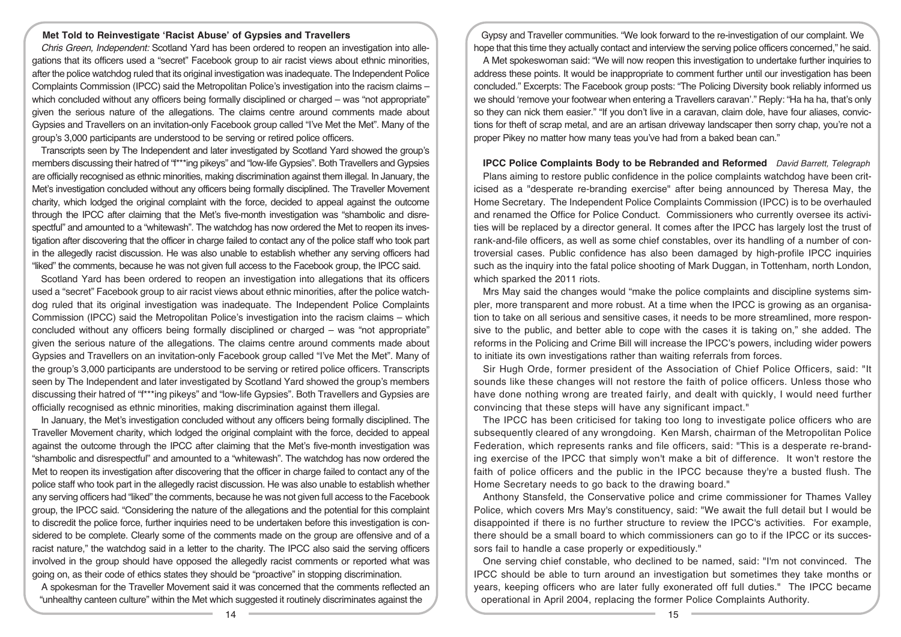## Met Told to Reinvestigate 'Racist Abuse' of Gypsies and Travellers

*Chris Green, Independent:* Scotland Yard has been ordered to reopen an investigation into allegations that its officers used a "secret" Facebook group to air racist views about ethnic minorities, after the police watchdog ruled that its original investigation was inadequate. The Independent Police Complaints Commission (IPCC) said the Metropolitan Police's investigation into the racism claims – which concluded without any officers being formally disciplined or charged – was "not appropriate" given the serious nature of the allegations. The claims centre around comments made about Gypsies and Travellers on an invitation-only Facebook group called "I've Met the Met". Many of the group's 3,000 participants are understood to be serving or retired police officers.

Transcripts seen by The Independent and later investigated by Scotland Yard showed the group's members discussing their hatred of "f***ing pikeys" and "low-life Gypsies". Both Travellers and Gypsies are officially recognised as ethnic minorities, making discrimination against them illegal. In January, the Met's investigation concluded without any officers being formally disciplined. The Traveller Movement charity, which lodged the original complaint with the force, decided to appeal against the outcome through the IPCC after claiming that the Met's five-month investigation was "shambolic and disrespectful" and amounted to a "whitewash". The watchdog has now ordered the Met to reopen its investigation after discovering that the officer in charge failed to contact any of the police staff who took part in the allegedly racist discussion. He was also unable to establish whether any serving officers had "liked" the comments, because he was not given full access to the Facebook group, the IPCC said.

Scotland Yard has been ordered to reopen an investigation into allegations that its officers used a "secret" Facebook group to air racist views about ethnic minorities, after the police watchdog ruled that its original investigation was inadequate. The Independent Police Complaints Commission (IPCC) said the Metropolitan Police's investigation into the racism claims – which concluded without any officers being formally disciplined or charged – was "not appropriate" given the serious nature of the allegations. The claims centre around comments made about Gypsies and Travellers on an invitation-only Facebook group called "I've Met the Met". Many of the group's 3,000 participants are understood to be serving or retired police officers. Transcripts seen by The Independent and later investigated by Scotland Yard showed the group's members discussing their hatred of "f***ing pikeys" and "low-life Gypsies". Both Travellers and Gypsies are officially recognised as ethnic minorities, making discrimination against them illegal.

In January, the Met's investigation concluded without any officers being formally disciplined. The Traveller Movement charity, which lodged the original complaint with the force, decided to appeal against the outcome through the IPCC after claiming that the Met's five-month investigation was "shambolic and disrespectful" and amounted to a "whitewash". The watchdog has now ordered the Met to reopen its investigation after discovering that the officer in charge failed to contact any of the police staff who took part in the allegedly racist discussion. He was also unable to establish whether any serving officers had "liked" the comments, because he was not given full access to the Facebook group, the IPCC said. "Considering the nature of the allegations and the potential for this complaint to discredit the police force, further inquiries need to be undertaken before this investigation is considered to be complete. Clearly some of the comments made on the group are offensive and of a racist nature," the watchdog said in a letter to the charity. The IPCC also said the serving officers involved in the group should have opposed the allegedly racist comments or reported what was going on, as their code of ethics states they should be "proactive" in stopping discrimination.

A spokesman for the Traveller Movement said it was concerned that the comments reflected an "unhealthy canteen culture" within the Met which suggested it routinely discriminates against the Gypsy and Traveller communities. "We look forward to the re-investigation of our complaint. We hope that this time they actually contact and interview the serving police officers concerned," he said.

A Met spokeswoman said: "We will now reopen this investigation to undertake further inquiries to address these points. It would be inappropriate to comment further until our investigation has been concluded." Excerpts: The Facebook group posts: "The Policing Diversity book reliably informed us we should 'remove your footwear when entering a Travellers caravan'." Reply: "Ha ha ha, that's only so they can nick them easier." "If you don't live in a caravan, claim dole, have four aliases, convictions for theft of scrap metal, and are an artisan driveway landscaper then sorry chap, you're not a proper Pikey no matter how many teas you've had from a baked bean can."

## IPCC Police Complaints Body to be Rebranded and Reformed

*David Barrett, Telegraph*

Plans aiming to restore public confidence in the police complaints watchdog have been criticised as a "desperate re-branding exercise" after being announced by Theresa May, the Home Secretary. The Independent Police Complaints Commission (IPCC) is to be overhauled and renamed the Office for Police Conduct. Commissioners who currently oversee its activities will be replaced by a director general. It comes after the IPCC has largely lost the trust of rank-and-file officers, as well as some chief constables, over its handling of a number of controversial cases. Public confidence has also been damaged by high-profile IPCC inquiries such as the inquiry into the fatal police shooting of Mark Duggan, in Tottenham, north London, which sparked the 2011 riots.

Mrs May said the changes would "make the police complaints and discipline systems simpler, more transparent and more robust. At a time when the IPCC is growing as an organisation to take on all serious and sensitive cases, it needs to be more streamlined, more responsive to the public, and better able to cope with the cases it is taking on," she added. The reforms in the Policing and Crime Bill will increase the IPCC's powers, including wider powers to initiate its own investigations rather than waiting referrals from forces.

Sir Hugh Orde, former president of the Association of Chief Police Officers, said: "It sounds like these changes will not restore the faith of police officers. Unless those who have done nothing wrong are treated fairly, and dealt with quickly, I would need further convincing that these steps will have any significant impact."

The IPCC has been criticised for taking too long to investigate police officers who are subsequently cleared of any wrongdoing. Ken Marsh, chairman of the Metropolitan Police Federation, which represents ranks and file officers, said: "This is a desperate re-branding exercise of the IPCC that simply won't make a bit of difference. It won't restore the faith of police officers and the public in the IPCC because they're a busted flush. The Home Secretary needs to go back to the drawing board."

Anthony Stansfeld, the Conservative police and crime commissioner for Thames Valley Police, which covers Mrs May's constituency, said: "We await the full detail but I would be disappointed if there is no further structure to review the IPCC's activities. For example, there should be a small board to which commissioners can go to if the IPCC or its successors fail to handle a case properly or expeditiously."

One serving chief constable, who declined to be named, said: "I'm not convinced. The IPCC should be able to turn around an investigation but sometimes they take months or years, keeping officers who are later fully exonerated off full duties." The IPCC became operational in April 2004, replacing the former Police Complaints Authority.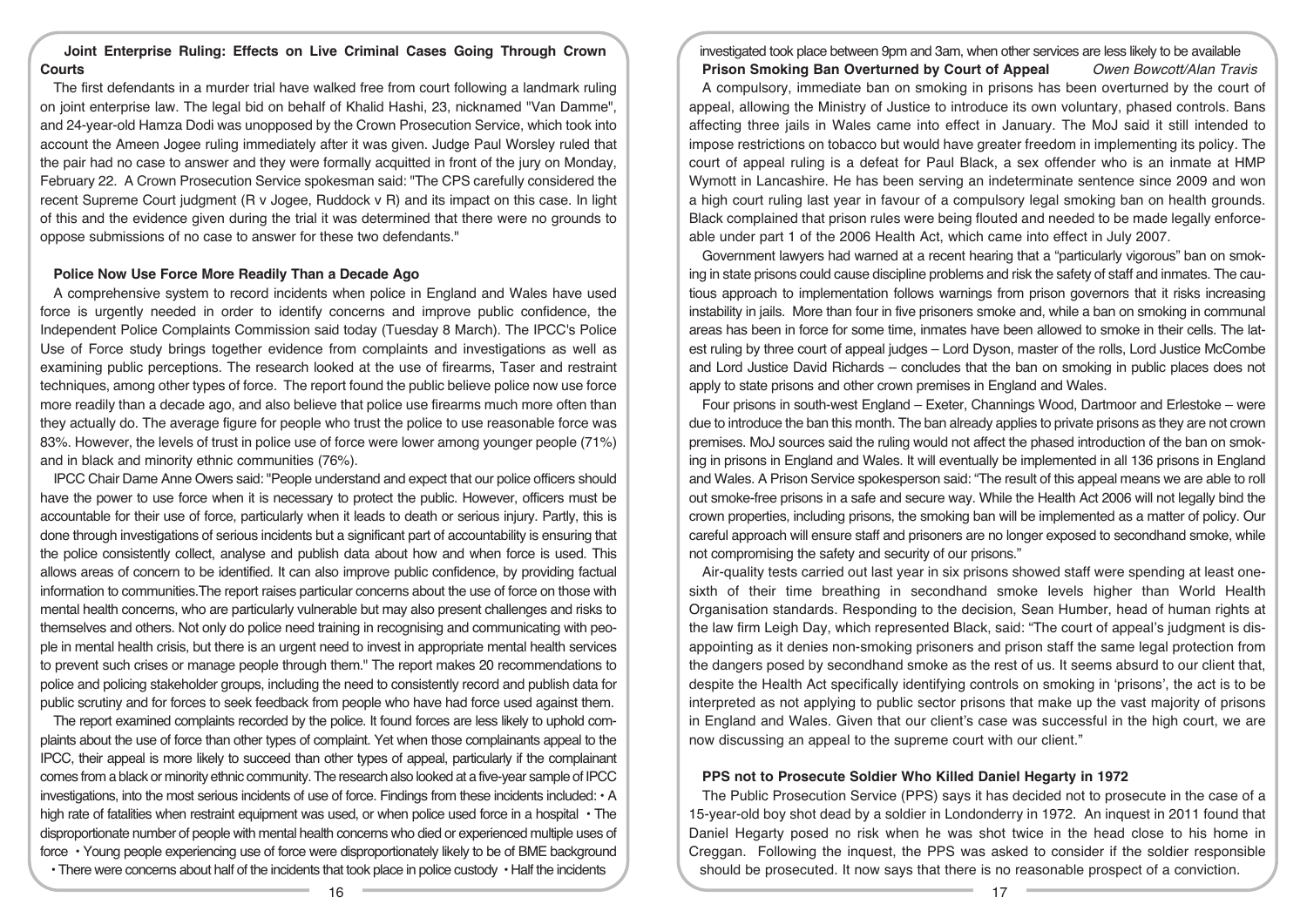### Joint Enterprise Ruling: Effects on Live Criminal Cases Going Through Crown Courts

The first defendants in a murder trial have walked free from court following a landmark ruling on joint enterprise law. The legal bid on behalf of Khalid Hashi, 23, nicknamed "Van Damme", and 24-year-old Hamza Dodi was unopposed by the Crown Prosecution Service, which took into account the Ameen Jogee ruling immediately after it was given. Judge Paul Worsley ruled that the pair had no case to answer and they were formally acquitted in front of the jury on Monday, February 22. A Crown Prosecution Service spokesman said: "The CPS carefully considered the recent Supreme Court judgment (R v Jogee, Ruddock v R) and its impact on this case. In light of this and the evidence given during the trial it was determined that there were no grounds to oppose submissions of no case to answer for these two defendants."

### Police Now Use Force More Readily Than a Decade Ago

A comprehensive system to record incidents when police in England and Wales have used force is urgently needed in order to identify concerns and improve public confidence, the Independent Police Complaints Commission said today (Tuesday 8 March). The IPCC's Police Use of Force study brings together evidence from complaints and investigations as well as examining public perceptions. The research looked at the use of firearms, Taser and restraint techniques, among other types of force. The report found the public believe police now use force more readily than a decade ago, and also believe that police use firearms much more often than they actually do. The average figure for people who trust the police to use reasonable force was 83%. However, the levels of trust in police use of force were lower among younger people (71%) and in black and minority ethnic communities (76%).

IPCC Chair Dame Anne Owers said: "People understand and expect that our police officers should have the power to use force when it is necessary to protect the public. However, officers must be accountable for their use of force, particularly when it leads to death or serious injury. Partly, this is done through investigations of serious incidents but a significant part of accountability is ensuring that the police consistently collect, analyse and publish data about how and when force is used. This allows areas of concern to be identified. It can also improve public confidence, by providing factual information to communities.The report raises particular concerns about the use of force on those with mental health concerns, who are particularly vulnerable but may also present challenges and risks to themselves and others. Not only do police need training in recognising and communicating with people in mental health crisis, but there is an urgent need to invest in appropriate mental health services to prevent such crises or manage people through them." The report makes 20 recommendations to police and policing stakeholder groups, including the need to consistently record and publish data for public scrutiny and for forces to seek feedback from people who have had force used against them.

The report examined complaints recorded by the police. It found forces are less likely to uphold complaints about the use of force than other types of complaint. Yet when those complainants appeal to the IPCC, their appeal is more likely to succeed than other types of appeal, particularly if the complainant comes from a black or minority ethnic community. The research also looked at a five-year sample of IPCC investigations, into the most serious incidents of use of force. Findings from these incidents included:

- A high rate of fatalities when restraint equipment was used, or when police used force in a hospital
- The disproportionate number of people with mental health concerns who died or experienced multiple uses of force
- Young people experiencing use of force were disproportionately likely to be of BME background
- There were concerns about half of the incidents that took place in police custody
- Half the incidents investigated took place between 9pm and 3am, when other services are less likely to be available

### Prison Smoking Ban Overturned by Court of Appeal

*Owen Bowcott/Alan Travis*

A compulsory, immediate ban on smoking in prisons has been overturned by the court of appeal, allowing the Ministry of Justice to introduce its own voluntary, phased controls. Bans affecting three jails in Wales came into effect in January. The MoJ said it still intended to impose restrictions on tobacco but would have greater freedom in implementing its policy. The court of appeal ruling is a defeat for Paul Black, a sex offender who is an inmate at HMP Wymott in Lancashire. He has been serving an indeterminate sentence since 2009 and won a high court ruling last year in favour of a compulsory legal smoking ban on health grounds. Black complained that prison rules were being flouted and needed to be made legally enforceable under part 1 of the 2006 Health Act, which came into effect in July 2007.

Government lawyers had warned at a recent hearing that a "particularly vigorous" ban on smoking in state prisons could cause discipline problems and risk the safety of staff and inmates. The cautious approach to implementation follows warnings from prison governors that it risks increasing instability in jails. More than four in five prisoners smoke and, while a ban on smoking in communal areas has been in force for some time, inmates have been allowed to smoke in their cells. The latest ruling by three court of appeal judges – Lord Dyson, master of the rolls, Lord Justice McCombe and Lord Justice David Richards – concludes that the ban on smoking in public places does not apply to state prisons and other crown premises in England and Wales.

Four prisons in south-west England – Exeter, Channings Wood, Dartmoor and Erlestoke – were due to introduce the ban this month. The ban already applies to private prisons as they are not crown premises. MoJ sources said the ruling would not affect the phased introduction of the ban on smoking in prisons in England and Wales. It will eventually be implemented in all 136 prisons in England and Wales. A Prison Service spokesperson said: "The result of this appeal means we are able to roll out smoke-free prisons in a safe and secure way. While the Health Act 2006 will not legally bind the crown properties, including prisons, the smoking ban will be implemented as a matter of policy. Our careful approach will ensure staff and prisoners are no longer exposed to secondhand smoke, while not compromising the safety and security of our prisons."

Air-quality tests carried out last year in six prisons showed staff were spending at least one-sixth of their time breathing in secondhand smoke levels higher than World Health Organisation standards. Responding to the decision, Sean Humber, head of human rights at the law firm Leigh Day, which represented Black, said: "The court of appeal's judgment is disappointing as it denies non-smoking prisoners and prison staff the same legal protection from the dangers posed by secondhand smoke as the rest of us. It seems absurd to our client that, despite the Health Act specifically identifying controls on smoking in 'prisons', the act is to be interpreted as not applying to public sector prisons that make up the vast majority of prisons in England and Wales. Given that our client's case was successful in the high court, we are now discussing an appeal to the supreme court with our client."

### PPS not to Prosecute Soldier Who Killed Daniel Hegarty in 1972

The Public Prosecution Service (PPS) says it has decided not to prosecute in the case of a 15-year-old boy shot dead by a soldier in Londonderry in 1972. An inquest in 2011 found that Daniel Hegarty posed no risk when he was shot twice in the head close to his home in Creggan. Following the inquest, the PPS was asked to consider if the soldier responsible should be prosecuted. It now says that there is no reasonable prospect of a conviction.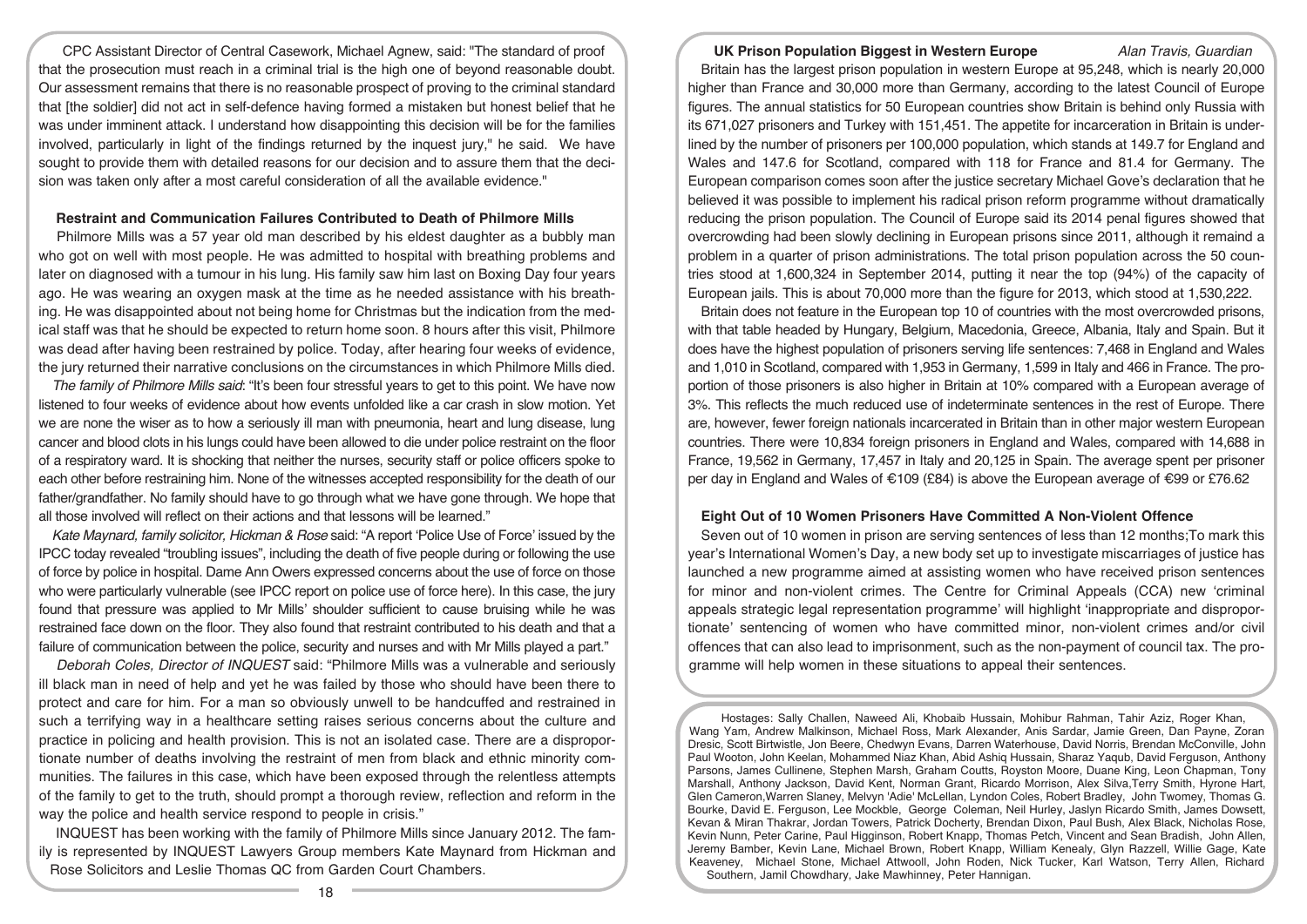CPC Assistant Director of Central Casework, Michael Agnew, said: "The standard of proof that the prosecution must reach in a criminal trial is the high one of beyond reasonable doubt. Our assessment remains that there is no reasonable prospect of proving to the criminal standard that [the soldier] did not act in self-defence having formed a mistaken but honest belief that he was under imminent attack. I understand how disappointing this decision will be for the families involved, particularly in light of the findings returned by the inquest jury," he said. We have sought to provide them with detailed reasons for our decision and to assure them that the decision was taken only after a most careful consideration of all the available evidence."

### Restraint and Communication Failures Contributed to Death of Philmore Mills

Philmore Mills was a 57 year old man described by his eldest daughter as a bubbly man who got on well with most people. He was admitted to hospital with breathing problems and later on diagnosed with a tumour in his lung. His family saw him last on Boxing Day four years ago. He was wearing an oxygen mask at the time as he needed assistance with his breathing. He was disappointed about not being home for Christmas but the indication from the medical staff was that he should be expected to return home soon. 8 hours after this visit, Philmore was dead after having been restrained by police. Today, after hearing four weeks of evidence, the jury returned their narrative conclusions on the circumstances in which Philmore Mills died.

*The family of Philmore Mills said*: "It's been four stressful years to get to this point. We have now listened to four weeks of evidence about how events unfolded like a car crash in slow motion. Yet we are none the wiser as to how a seriously ill man with pneumonia, heart and lung disease, lung cancer and blood clots in his lungs could have been allowed to die under police restraint on the floor of a respiratory ward. It is shocking that neither the nurses, security staff or police officers spoke to each other before restraining him. None of the witnesses accepted responsibility for the death of our father/grandfather. No family should have to go through what we have gone through. We hope that all those involved will reflect on their actions and that lessons will be learned."

*Kate Maynard, family solicitor, Hickman & Rose* said: "A report 'Police Use of Force' issued by the IPCC today revealed "troubling issues", including the death of five people during or following the use of force by police in hospital. Dame Ann Owers expressed concerns about the use of force on those who were particularly vulnerable (see IPCC report on police use of force here). In this case, the jury found that pressure was applied to Mr Mills' shoulder sufficient to cause bruising while he was restrained face down on the floor. They also found that restraint contributed to his death and that a failure of communication between the police, security and nurses and with Mr Mills played a part."

*Deborah Coles, Director of INQUEST* said: "Philmore Mills was a vulnerable and seriously ill black man in need of help and yet he was failed by those who should have been there to protect and care for him. For a man so obviously unwell to be handcuffed and restrained in such a terrifying way in a healthcare setting raises serious concerns about the culture and practice in policing and health provision. This is not an isolated case. There are a disproportionate number of deaths involving the restraint of men from black and ethnic minority communities. The failures in this case, which have been exposed through the relentless attempts of the family to get to the truth, should prompt a thorough review, reflection and reform in the way the police and health service respond to people in crisis."

INQUEST has been working with the family of Philmore Mills since January 2012. The family is represented by INQUEST Lawyers Group members Kate Maynard from Hickman and Rose Solicitors and Leslie Thomas QC from Garden Court Chambers.

### UK Prison Population Biggest in Western Europe

*Alan Travis, Guardian*

Britain has the largest prison population in western Europe at 95,248, which is nearly 20,000 higher than France and 30,000 more than Germany, according to the latest Council of Europe figures. The annual statistics for 50 European countries show Britain is behind only Russia with its 671,027 prisoners and Turkey with 151,451. The appetite for incarceration in Britain is underlined by the number of prisoners per 100,000 population, which stands at 149.7 for England and Wales and 147.6 for Scotland, compared with 118 for France and 81.4 for Germany. The European comparison comes soon after the justice secretary Michael Gove's declaration that he believed it was possible to implement his radical prison reform programme without dramatically reducing the prison population. The Council of Europe said its 2014 penal figures showed that overcrowding had been slowly declining in European prisons since 2011, although it remaind a problem in a quarter of prison administrations. The total prison population across the 50 countries stood at 1,600,324 in September 2014, putting it near the top (94%) of the capacity of European jails. This is about 70,000 more than the figure for 2013, which stood at 1,530,222.

Britain does not feature in the European top 10 of countries with the most overcrowded prisons, with that table headed by Hungary, Belgium, Macedonia, Greece, Albania, Italy and Spain. But it does have the highest population of prisoners serving life sentences: 7,468 in England and Wales and 1,010 in Scotland, compared with 1,953 in Germany, 1,599 in Italy and 466 in France. The proportion of those prisoners is also higher in Britain at 10% compared with a European average of 3%. This reflects the much reduced use of indeterminate sentences in the rest of Europe. There are, however, fewer foreign nationals incarcerated in Britain than in other major western European countries. There were 10,834 foreign prisoners in England and Wales, compared with 14,688 in France, 19,562 in Germany, 17,457 in Italy and 20,125 in Spain. The average spent per prisoner per day in England and Wales of €109 (£84) is above the European average of €99 or £76.62

### Eight Out of 10 Women Prisoners Have Committed A Non-Violent Offence

Seven out of 10 women in prison are serving sentences of less than 12 months;To mark this year's International Women's Day, a new body set up to investigate miscarriages of justice has launched a new programme aimed at assisting women who have received prison sentences for minor and non-violent crimes. The Centre for Criminal Appeals (CCA) new 'criminal appeals strategic legal representation programme' will highlight 'inappropriate and disproportionate' sentencing of women who have committed minor, non-violent crimes and/or civil offences that can also lead to imprisonment, such as the non-payment of council tax. The programme will help women in these situations to appeal their sentences.

Hostages: Sally Challen, Naweed Ali, Khobaib Hussain, Mohibur Rahman, Tahir Aziz, Roger Khan, Wang Yam, Andrew Malkinson, Michael Ross, Mark Alexander, Anis Sardar, Jamie Green, Dan Payne, Zoran Dresic, Scott Birtwistle, Jon Beere, Chedwyn Evans, Darren Waterhouse, David Norris, Brendan McConville, John Paul Wooton, John Keelan, Mohammed Niaz Khan, Abid Ashiq Hussain, Sharaz Yaqub, David Ferguson, Anthony Parsons, James Cullinene, Stephen Marsh, Graham Coutts, Royston Moore, Duane King, Leon Chapman, Tony Marshall, Anthony Jackson, David Kent, Norman Grant, Ricardo Morrison, Alex Silva,Terry Smith, Hyrone Hart, Glen Cameron,Warren Slaney, Melvyn 'Adie' McLellan, Lyndon Coles, Robert Bradley, John Twomey, Thomas G. Bourke, David E. Ferguson, Lee Mockble, George Coleman, Neil Hurley, Jaslyn Ricardo Smith, James Dowsett, Kevan & Miran Thakrar, Jordan Towers, Patrick Docherty, Brendan Dixon, Paul Bush, Alex Black, Nicholas Rose, Kevin Nunn, Peter Carine, Paul Higginson, Robert Knapp, Thomas Petch, Vincent and Sean Bradish, John Allen, Jeremy Bamber, Kevin Lane, Michael Brown, Robert Knapp, William Kenealy, Glyn Razzell, Willie Gage, Kate Keaveney, Michael Stone, Michael Attwooll, John Roden, Nick Tucker, Karl Watson, Terry Allen, Richard Southern, Jamil Chowdhary, Jake Mawhinney, Peter Hannigan.